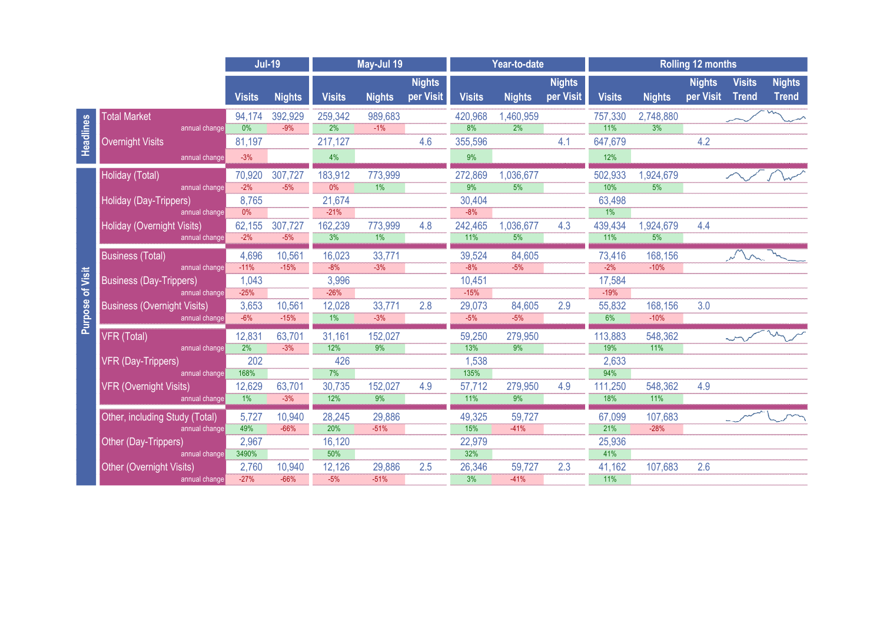| | | Jul-19 | | May-Jul 19 | | | Year-to-date | | | Rolling 12 months | | | | |
|---|---|---|---|---|---|---|---|---|---|---|---|---|---|---|
| | | Visits | Nights | Visits | Nights | Nights per Visit | Visits | Nights | Nights per Visit | Visits | Nights | Nights per Visit | Visits Trend | Nights Trend |
| Headlines | Total Market | 94,174 | 392,929 | 259,342 | 989,683 | | 420,968 | 1,460,959 | | 757,330 | 2,748,880 | | | |
| | annual change | 0% | -9% | 2% | -1% | | 8% | 2% | | 11% | 3% | | | |
| | Overnight Visits | 81,197 | | 217,127 | | 4.6 | 355,596 | | 4.1 | 647,679 | | 4.2 | | |
| | annual change | -3% | | 4% | | | 9% | | | 12% | | | | |
| Purpose of Visit | Holiday (Total) | 70,920 | 307,727 | 183,912 | 773,999 | | 272,869 | 1,036,677 | | 502,933 | 1,924,679 | | | |
| | annual change | -2% | -5% | 0% | 1% | | 9% | 5% | | 10% | 5% | | | |
| | Holiday (Day-Trippers) | 8,765 | | 21,674 | | | 30,404 | | | 63,498 | | | | |
| | annual change | 0% | | -21% | | | -8% | | | 1% | | | | |
| | Holiday (Overnight Visits) | 62,155 | 307,727 | 162,239 | 773,999 | 4.8 | 242,465 | 1,036,677 | 4.3 | 439,434 | 1,924,679 | 4.4 | | |
| | annual change | -2% | -5% | 3% | 1% | | 11% | 5% | | 11% | 5% | | | |
| | Business (Total) | 4,696 | 10,561 | 16,023 | 33,771 | | 39,524 | 84,605 | | 73,416 | 168,156 | | | |
| | annual change | -11% | -15% | -8% | -3% | | -8% | -5% | | -2% | -10% | | | |
| | Business (Day-Trippers) | 1,043 | | 3,996 | | | 10,451 | | | 17,584 | | | | |
| | annual change | -25% | | -26% | | | -15% | | | -19% | | | | |
| | Business (Overnight Visits) | 3,653 | 10,561 | 12,028 | 33,771 | 2.8 | 29,073 | 84,605 | 2.9 | 55,832 | 168,156 | 3.0 | | |
| | annual change | -6% | -15% | 1% | -3% | | -5% | -5% | | 6% | -10% | | | |
| | VFR (Total) | 12,831 | 63,701 | 31,161 | 152,027 | | 59,250 | 279,950 | | 113,883 | 548,362 | | | |
| | annual change | 2% | -3% | 12% | 9% | | 13% | 9% | | 19% | 11% | | | |
| | VFR (Day-Trippers) | 202 | | 426 | | | 1,538 | | | 2,633 | | | | |
| | annual change | 168% | | 7% | | | 135% | | | 94% | | | | |
| | VFR (Overnight Visits) | 12,629 | 63,701 | 30,735 | 152,027 | 4.9 | 57,712 | 279,950 | 4.9 | 111,250 | 548,362 | 4.9 | | |
| | annual change | 1% | -3% | 12% | 9% | | 11% | 9% | | 18% | 11% | | | |
| | Other, including Study (Total) | 5,727 | 10,940 | 28,245 | 29,886 | | 49,325 | 59,727 | | 67,099 | 107,683 | | | |
| | annual change | 49% | -66% | 20% | -51% | | 15% | -41% | | 21% | -28% | | | |
| | Other (Day-Trippers) | 2,967 | | 16,120 | | | 22,979 | | | 25,936 | | | | |
| | annual change | 3490% | | 50% | | | 32% | | | 41% | | | | |
| | Other (Overnight Visits) | 2,760 | 10,940 | 12,126 | 29,886 | 2.5 | 26,346 | 59,727 | 2.3 | 41,162 | 107,683 | 2.6 | | |
| | annual change | -27% | -66% | -5% | -51% | | 3% | -41% | | 11% | | | | |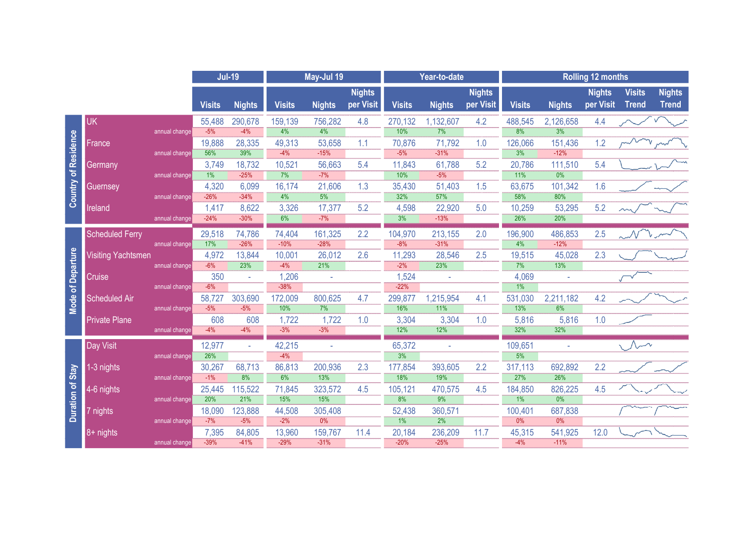| | | Jul-19 | | May-Jul 19 | | | Year-to-date | | | Rolling 12 months | | | | |
|---|---|---|---|---|---|---|---|---|---|---|---|---|---|---|
| | | Visits | Nights | Visits | Nights | Nights per Visit | Visits | Nights | Nights per Visit | Visits | Nights | Nights per Visit | Visits Trend | Nights Trend |
| Country of Residence | UK | 55,488 | 290,678 | 159,139 | 756,282 | 4.8 | 270,132 | 1,132,607 | 4.2 | 488,545 | 2,126,658 | 4.4 | | |
| | annual change | -5% | -4% | 4% | 4% | | 10% | 7% | | 8% | 3% | | | |
| | France | 19,888 | 28,335 | 49,313 | 53,658 | 1.1 | 70,876 | 71,792 | 1.0 | 126,066 | 151,436 | 1.2 | | |
| | annual change | 56% | 39% | -4% | -15% | | -5% | -31% | | 3% | -12% | | | |
| | Germany | 3,749 | 18,732 | 10,521 | 56,663 | 5.4 | 11,843 | 61,788 | 5.2 | 20,786 | 111,510 | 5.4 | | |
| | annual change | 1% | -25% | 7% | -7% | | 10% | -5% | | 11% | 0% | | | |
| | Guernsey | 4,320 | 6,099 | 16,174 | 21,606 | 1.3 | 35,430 | 51,403 | 1.5 | 63,675 | 101,342 | 1.6 | | |
| | annual change | -26% | -34% | 4% | 5% | | 32% | 57% | | 58% | 80% | | | |
| | Ireland | 1,417 | 8,622 | 3,326 | 17,377 | 5.2 | 4,598 | 22,920 | 5.0 | 10,259 | 53,295 | 5.2 | | |
| | annual change | -24% | -30% | 6% | -7% | | 3% | -13% | | 26% | 20% | | | |
| Mode of Departure | Scheduled Ferry | 29,518 | 74,786 | 74,404 | 161,325 | 2.2 | 104,970 | 213,155 | 2.0 | 196,900 | 486,853 | 2.5 | | |
| | annual change | 17% | -26% | -10% | -28% | | -8% | -31% | | 4% | -12% | | | |
| | Visiting Yachtsmen | 4,972 | 13,844 | 10,001 | 26,012 | 2.6 | 11,293 | 28,546 | 2.5 | 19,515 | 45,028 | 2.3 | | |
| | annual change | -6% | 23% | -4% | 21% | | -2% | 23% | | 7% | 13% | | | |
| | Cruise | 350 | - | 1,206 | - | | 1,524 | - | | 4,069 | - | | | |
| | annual change | -6% | | -38% | | | -22% | | | 1% | | | | |
| | Scheduled Air | 58,727 | 303,690 | 172,009 | 800,625 | 4.7 | 299,877 | 1,215,954 | 4.1 | 531,030 | 2,211,182 | 4.2 | | |
| | annual change | -5% | -5% | 10% | 7% | | 16% | 11% | | 13% | 6% | | | |
| | Private Plane | 608 | 608 | 1,722 | 1,722 | 1.0 | 3,304 | 3,304 | 1.0 | 5,816 | 5,816 | 1.0 | | |
| | annual change | -4% | -4% | -3% | -3% | | 12% | 12% | | 32% | 32% | | | |
| Duration of Stay | Day Visit | 12,977 | - | 42,215 | - | | 65,372 | - | | 109,651 | - | | | |
| | annual change | 26% | | -4% | | | 3% | | | 5% | | | | |
| | 1-3 nights | 30,267 | 68,713 | 86,813 | 200,936 | 2.3 | 177,854 | 393,605 | 2.2 | 317,113 | 692,892 | 2.2 | | |
| | annual change | -1% | 8% | 6% | 13% | | 18% | 19% | | 27% | 26% | | | |
| | 4-6 nights | 25,445 | 115,522 | 71,845 | 323,572 | 4.5 | 105,121 | 470,575 | 4.5 | 184,850 | 826,225 | 4.5 | | |
| | annual change | 20% | 21% | 15% | 15% | | 8% | 9% | | 1% | 0% | | | |
| | 7 nights | 18,090 | 123,888 | 44,508 | 305,408 | | 52,438 | 360,571 | | 100,401 | 687,838 | | | |
| | annual change | -7% | -5% | -2% | 0% | | 1% | 2% | | 0% | 0% | | | |
| | 8+ nights | 7,395 | 84,805 | 13,960 | 159,767 | 11.4 | 20,184 | 236,209 | 11.7 | 45,315 | 541,925 | 12.0 | | |
| | annual change | -39% | -41% | -29% | -31% | | -20% | -25% | | -4% | -11% | | | |